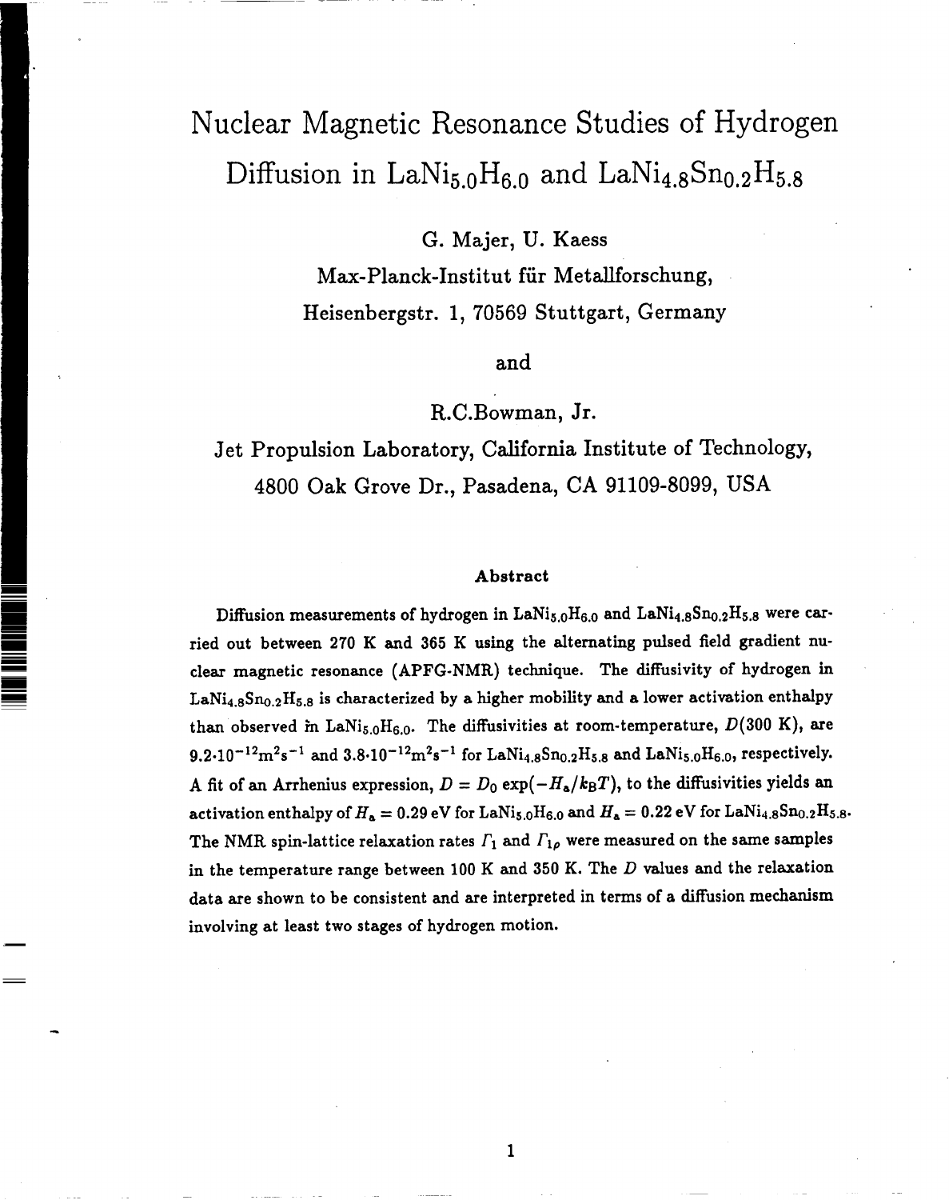# Nuclear Magnetic Resonance Studies of Hydrogen Diffusion in $LaNi_{5.0}H_{6.0}$ and $LaNi_{4.8}Sn_{0.2}H_{5.8}$

G. Majer, U. Kaess

Max-Planck-Institut für Metallforschung,
Heisenbergstr. 1, 70569 Stuttgart, Germany

and

R.C.Bowman, Jr.

Jet Propulsion Laboratory, California Institute of Technology,
4800 Oak Grove Dr., Pasadena, CA 91109-8099, USA

## Abstract

Diffusion measurements of hydrogen in $LaNi_{5.0}H_{6.0}$ and $LaNi_{4.8}Sn_{0.2}H_{5.8}$ were carried out between 270 K and 365 K using the alternating pulsed field gradient nuclear magnetic resonance (APFG-NMR) technique. The diffusivity of hydrogen in $LaNi_{4.8}Sn_{0.2}H_{5.8}$ is characterized by a higher mobility and a lower activation enthalpy than observed in $LaNi_{5.0}H_{6.0}$. The diffusivities at room-temperature, $D(300\text{ K})$, are $9.2 \cdot 10^{-12} m^2 s^{-1}$ and $3.8 \cdot 10^{-12} m^2 s^{-1}$ for $LaNi_{4.8}Sn_{0.2}H_{5.8}$ and $LaNi_{5.0}H_{6.0}$, respectively. A fit of an Arrhenius expression, $D = D_0 \exp(-H_a/k_B T)$, to the diffusivities yields an activation enthalpy of $H_a = 0.29$ eV for $LaNi_{5.0}H_{6.0}$ and $H_a = 0.22$ eV for $LaNi_{4.8}Sn_{0.2}H_{5.8}$. The NMR spin-lattice relaxation rates $\Gamma_1$ and $\Gamma_{1\rho}$ were measured on the same samples in the temperature range between 100 K and 350 K. The $D$ values and the relaxation data are shown to be consistent and are interpreted in terms of a diffusion mechanism involving at least two stages of hydrogen motion.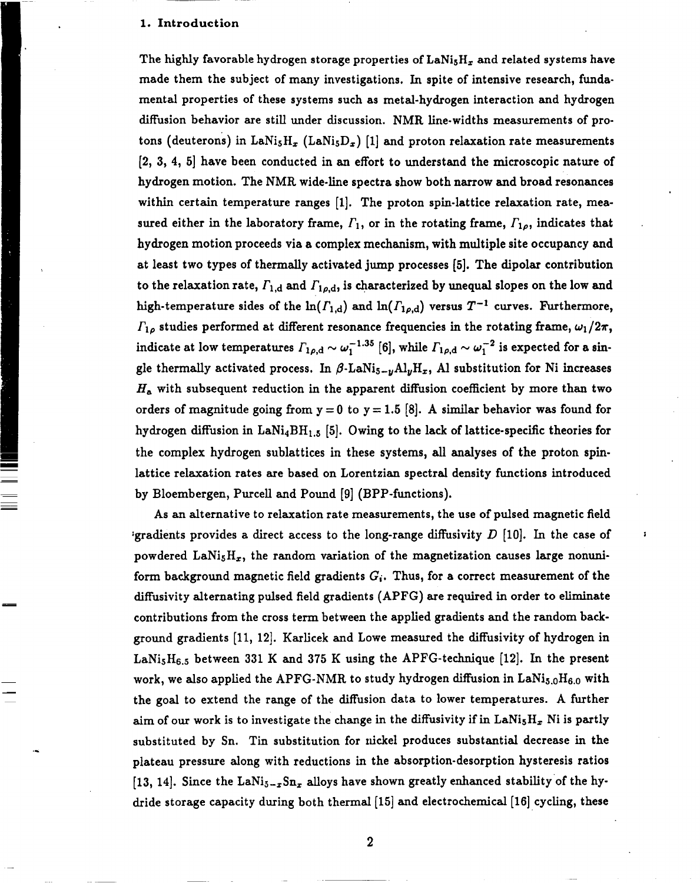## 1. Introduction

The highly favorable hydrogen storage properties of $LaNi_5H_x$ and related systems have made them the subject of many investigations. In spite of intensive research, fundamental properties of these systems such as metal-hydrogen interaction and hydrogen diffusion behavior are still under discussion. NMR line-widths measurements of protons (deuterons) in $LaNi_5H_x$ ($LaNi_5D_x$) [1] and proton relaxation rate measurements [2, 3, 4, 5] have been conducted in an effort to understand the microscopic nature of hydrogen motion. The NMR wide-line spectra show both narrow and broad resonances within certain temperature ranges [1]. The proton spin-lattice relaxation rate, measured either in the laboratory frame, $\Gamma_1$, or in the rotating frame, $\Gamma_{1\rho}$, indicates that hydrogen motion proceeds via a complex mechanism, with multiple site occupancy and at least two types of thermally activated jump processes [5]. The dipolar contribution to the relaxation rate, $\Gamma_{1,\mathrm{d}}$ and $\Gamma_{1\rho,\mathrm{d}}$, is characterized by unequal slopes on the low and high-temperature sides of the $\ln(\Gamma_{1,\mathrm{d}})$ and $\ln(\Gamma_{1\rho,\mathrm{d}})$ versus $T^{-1}$ curves. Furthermore, $\Gamma_{1\rho}$ studies performed at different resonance frequencies in the rotating frame, $\omega_1/2\pi$, indicate at low temperatures $\Gamma_{1\rho,\mathrm{d}} \sim \omega_1^{-1.35}$ [6], while $\Gamma_{1\rho,\mathrm{d}} \sim \omega_1^{-2}$ is expected for a single thermally activated process. In $\beta$-$LaNi_{5-y}Al_yH_x$, Al substitution for Ni increases $H_a$ with subsequent reduction in the apparent diffusion coefficient by more than two orders of magnitude going from $y = 0$ to $y = 1.5$ [8]. A similar behavior was found for hydrogen diffusion in $LaNi_4BH_{1.5}$ [5]. Owing to the lack of lattice-specific theories for the complex hydrogen sublattices in these systems, all analyses of the proton spin-lattice relaxation rates are based on Lorentzian spectral density functions introduced by Bloembergen, Purcell and Pound [9] (BPP-functions).

As an alternative to relaxation rate measurements, the use of pulsed magnetic field gradients provides a direct access to the long-range diffusivity $D$ [10]. In the case of powdered $LaNi_5H_x$, the random variation of the magnetization causes large nonuniform background magnetic field gradients $G_i$. Thus, for a correct measurement of the diffusivity alternating pulsed field gradients (APFG) are required in order to eliminate contributions from the cross term between the applied gradients and the random background gradients [11, 12]. Karlicek and Lowe measured the diffusivity of hydrogen in $LaNi_5H_{6.5}$ between 331 K and 375 K using the APFG-technique [12]. In the present work, we also applied the APFG-NMR to study hydrogen diffusion in $LaNi_{5.0}H_{6.0}$ with the goal to extend the range of the diffusion data to lower temperatures. A further aim of our work is to investigate the change in the diffusivity if in $LaNi_5H_x$ Ni is partly substituted by Sn. Tin substitution for nickel produces substantial decrease in the plateau pressure along with reductions in the absorption-desorption hysteresis ratios [13, 14]. Since the $LaNi_{5-x}Sn_x$ alloys have shown greatly enhanced stability of the hydride storage capacity during both thermal [15] and electrochemical [16] cycling, these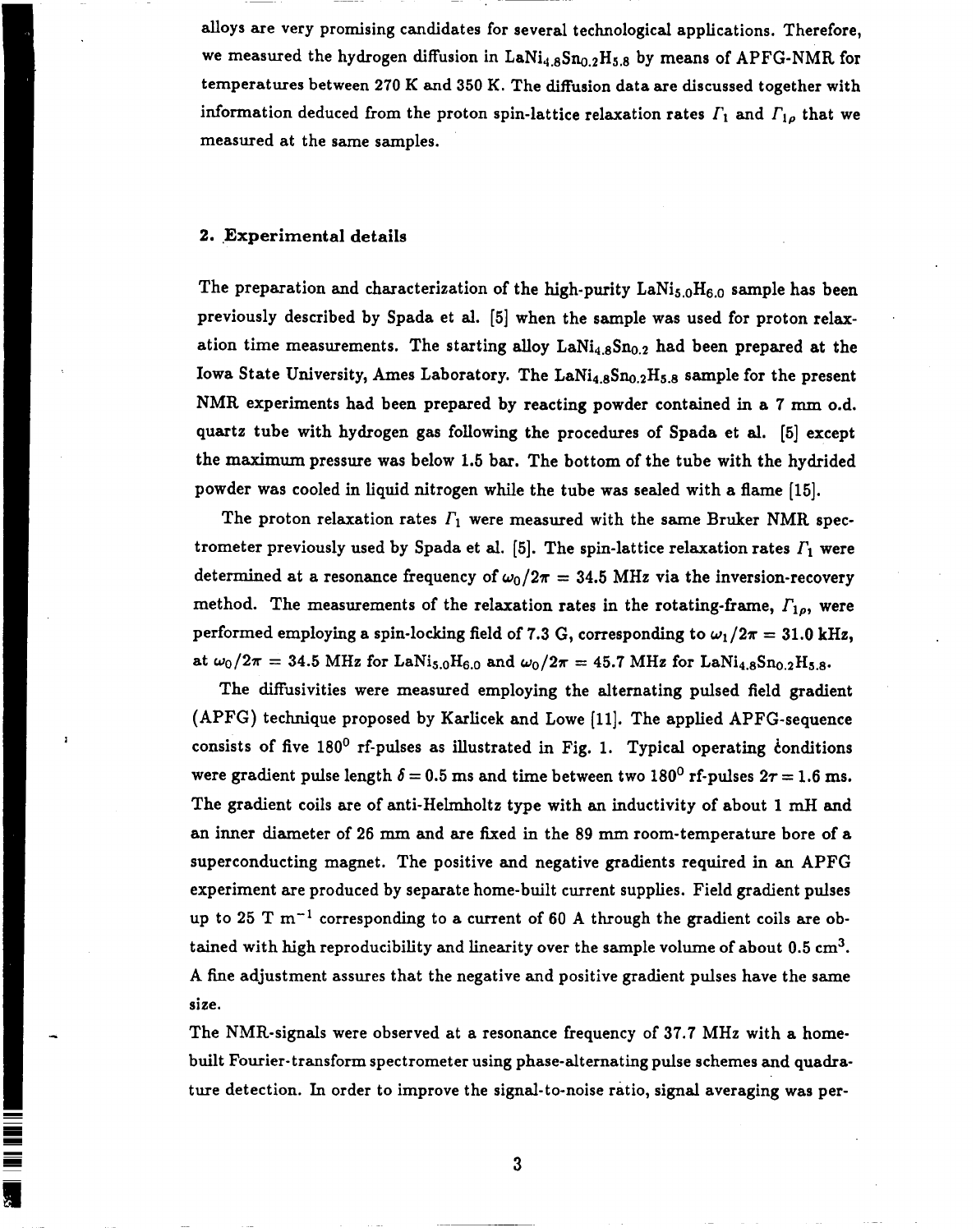alloys are very promising candidates for several technological applications. Therefore, we measured the hydrogen diffusion in $LaNi_{4.8}Sn_{0.2}H_{5.8}$ by means of APFG-NMR for temperatures between 270 K and 350 K. The diffusion data are discussed together with information deduced from the proton spin-lattice relaxation rates $\Gamma_1$ and $\Gamma_{1\rho}$ that we measured at the same samples.

## 2. Experimental details

The preparation and characterization of the high-purity $LaNi_{5.0}H_{6.0}$ sample has been previously described by Spada et al. [5] when the sample was used for proton relaxation time measurements. The starting alloy $LaNi_{4.8}Sn_{0.2}$ had been prepared at the Iowa State University, Ames Laboratory. The $LaNi_{4.8}Sn_{0.2}H_{5.8}$ sample for the present NMR experiments had been prepared by reacting powder contained in a 7 mm o.d. quartz tube with hydrogen gas following the procedures of Spada et al. [5] except the maximum pressure was below 1.5 bar. The bottom of the tube with the hydrided powder was cooled in liquid nitrogen while the tube was sealed with a flame [15].

The proton relaxation rates $\Gamma_1$ were measured with the same Bruker NMR spectrometer previously used by Spada et al. [5]. The spin-lattice relaxation rates $\Gamma_1$ were determined at a resonance frequency of $\omega_0/2\pi = 34.5$ MHz via the inversion-recovery method. The measurements of the relaxation rates in the rotating-frame, $\Gamma_{1\rho}$, were performed employing a spin-locking field of 7.3 G, corresponding to $\omega_1/2\pi = 31.0$ kHz, at $\omega_0/2\pi = 34.5$ MHz for $LaNi_{5.0}H_{6.0}$ and $\omega_0/2\pi = 45.7$ MHz for $LaNi_{4.8}Sn_{0.2}H_{5.8}$.

The diffusivities were measured employing the alternating pulsed field gradient (APFG) technique proposed by Karlicek and Lowe [11]. The applied APFG-sequence consists of five $180^0$ rf-pulses as illustrated in Fig. 1. Typical operating conditions were gradient pulse length $\delta = 0.5$ ms and time between two $180^0$ rf-pulses $2\tau = 1.6$ ms. The gradient coils are of anti-Helmholtz type with an inductivity of about 1 mH and an inner diameter of 26 mm and are fixed in the 89 mm room-temperature bore of a superconducting magnet. The positive and negative gradients required in an APFG experiment are produced by separate home-built current supplies. Field gradient pulses up to 25 T $m^{-1}$ corresponding to a current of 60 A through the gradient coils are obtained with high reproducibility and linearity over the sample volume of about 0.5 $cm^3$. A fine adjustment assures that the negative and positive gradient pulses have the same size.

The NMR-signals were observed at a resonance frequency of 37.7 MHz with a home-built Fourier-transform spectrometer using phase-alternating pulse schemes and quadrature detection. In order to improve the signal-to-noise ratio, signal averaging was per-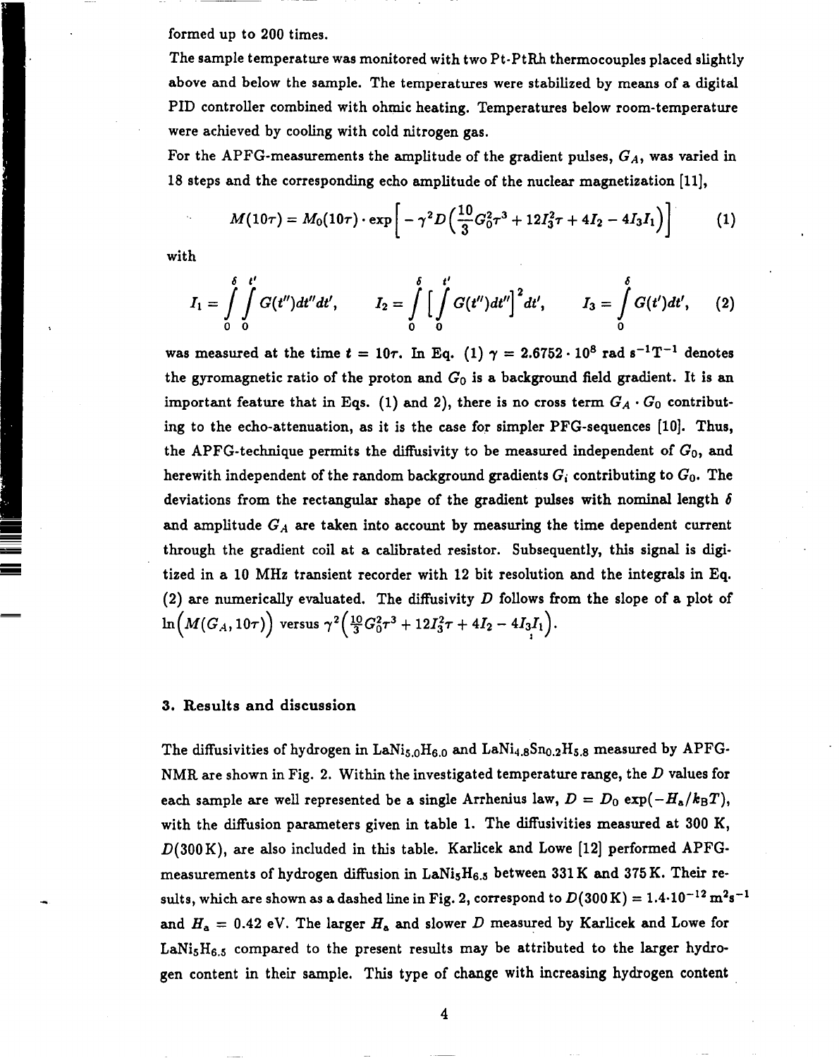formed up to 200 times.

The sample temperature was monitored with two Pt-PtRh thermocouples placed slightly above and below the sample. The temperatures were stabilized by means of a digital PID controller combined with ohmic heating. Temperatures below room-temperature were achieved by cooling with cold nitrogen gas.

For the APFG-measurements the amplitude of the gradient pulses, $G_A$, was varied in 18 steps and the corresponding echo amplitude of the nuclear magnetization [11],

$$M(10\tau) = M_0(10\tau) \cdot \exp\Big[ -\gamma^2 D \Big(\frac{10}{3} G_0^2 \tau^3 + 12 I_3^2 \tau + 4 I_2 - 4 I_3 I_1\Big)\Big] \tag{1}$$

with

$$I_1 = \int_0^{\delta} \int_0^{t'} G(t'')dt''dt', \qquad I_2 = \int_0^{\delta} \Big[ \int_0^{t'} G(t'')dt''\Big]^2 dt', \qquad I_3 = \int_0^{\delta} G(t')dt', \tag{2}$$

was measured at the time $t = 10\tau$. In Eq. (1) $\gamma = 2.6752 \cdot 10^8$ rad $s^{-1}T^{-1}$ denotes the gyromagnetic ratio of the proton and $G_0$ is a background field gradient. It is an important feature that in Eqs. (1) and 2), there is no cross term $G_A \cdot G_0$ contributing to the echo-attenuation, as it is the case for simpler PFG-sequences [10]. Thus, the APFG-technique permits the diffusivity to be measured independent of $G_0$, and herewith independent of the random background gradients $G_i$ contributing to $G_0$. The deviations from the rectangular shape of the gradient pulses with nominal length $\delta$ and amplitude $G_A$ are taken into account by measuring the time dependent current through the gradient coil at a calibrated resistor. Subsequently, this signal is digitized in a 10 MHz transient recorder with 12 bit resolution and the integrals in Eq. (2) are numerically evaluated. The diffusivity $D$ follows from the slope of a plot of $\ln\Big(M(G_A, 10\tau)\Big)$ versus $\gamma^2\Big(\frac{10}{3}G_0^2\tau^3 + 12I_3^2\tau + 4I_2 - 4I_3I_1\Big)$.

### 3. Results and discussion

The diffusivities of hydrogen in $LaNi_{5.0}H_{6.0}$ and $LaNi_{4.8}Sn_{0.2}H_{5.8}$ measured by APFG-NMR are shown in Fig. 2. Within the investigated temperature range, the $D$ values for each sample are well represented be a single Arrhenius law, $D = D_0 \exp(-H_a/k_B T)$, with the diffusion parameters given in table 1. The diffusivities measured at 300 K, $D(300\,K)$, are also included in this table. Karlicek and Lowe [12] performed APFG-measurements of hydrogen diffusion in $LaNi_5H_{6.5}$ between 331 K and 375 K. Their results, which are shown as a dashed line in Fig. 2, correspond to $D(300\,K) = 1.4 \cdot 10^{-12}\,m^2s^{-1}$ and $H_a = 0.42$ eV. The larger $H_a$ and slower $D$ measured by Karlicek and Lowe for $LaNi_5H_{6.5}$ compared to the present results may be attributed to the larger hydrogen content in their sample. This type of change with increasing hydrogen content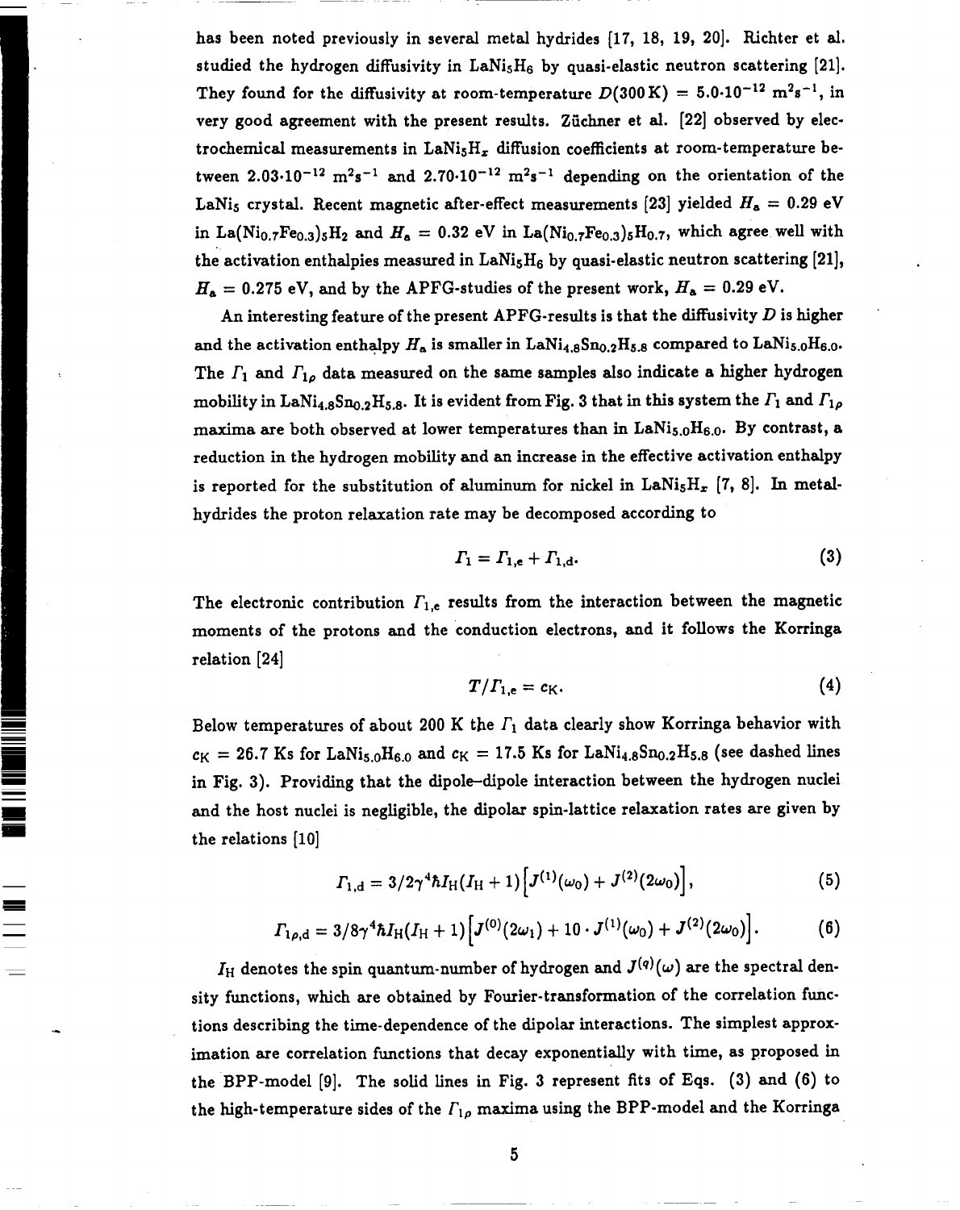has been noted previously in several metal hydrides [17, 18, 19, 20]. Richter et al. studied the hydrogen diffusivity in $LaNi_5H_6$ by quasi-elastic neutron scattering [21]. They found for the diffusivity at room-temperature $D(300\,\mathrm{K}) = 5.0 \cdot 10^{-12}$ $m^2s^{-1}$, in very good agreement with the present results. Züchner et al. [22] observed by electrochemical measurements in $LaNi_5H_x$ diffusion coefficients at room-temperature between $2.03 \cdot 10^{-12}$ $m^2s^{-1}$ and $2.70 \cdot 10^{-12}$ $m^2s^{-1}$ depending on the orientation of the $LaNi_5$ crystal. Recent magnetic after-effect measurements [23] yielded $H_a = 0.29$ eV in $La(Ni_{0.7}Fe_{0.3})_5H_2$ and $H_a = 0.32$ eV in $La(Ni_{0.7}Fe_{0.3})_5H_{0.7}$, which agree well with the activation enthalpies measured in $LaNi_5H_6$ by quasi-elastic neutron scattering [21], $H_a = 0.275$ eV, and by the APFG-studies of the present work, $H_a = 0.29$ eV.

An interesting feature of the present APFG-results is that the diffusivity $D$ is higher and the activation enthalpy $H_a$ is smaller in $LaNi_{4.8}Sn_{0.2}H_{5.8}$ compared to $LaNi_{5.0}H_{6.0}$. The $\Gamma_1$ and $\Gamma_{1\rho}$ data measured on the same samples also indicate a higher hydrogen mobility in $LaNi_{4.8}Sn_{0.2}H_{5.8}$. It is evident from Fig. 3 that in this system the $\Gamma_1$ and $\Gamma_{1\rho}$ maxima are both observed at lower temperatures than in $LaNi_{5.0}H_{6.0}$. By contrast, a reduction in the hydrogen mobility and an increase in the effective activation enthalpy is reported for the substitution of aluminum for nickel in $LaNi_5H_x$ [7, 8]. In metal-hydrides the proton relaxation rate may be decomposed according to

$$\Gamma_1 = \Gamma_{1,e} + \Gamma_{1,d}. \tag{3}$$

The electronic contribution $\Gamma_{1,e}$ results from the interaction between the magnetic moments of the protons and the conduction electrons, and it follows the Korringa relation [24]

$$T/\Gamma_{1,e} = c_K. \tag{4}$$

Below temperatures of about 200 K the $\Gamma_1$ data clearly show Korringa behavior with $c_K = 26.7$ Ks for $LaNi_{5.0}H_{6.0}$ and $c_K = 17.5$ Ks for $LaNi_{4.8}Sn_{0.2}H_{5.8}$ (see dashed lines in Fig. 3). Providing that the dipole–dipole interaction between the hydrogen nuclei and the host nuclei is negligible, the dipolar spin-lattice relaxation rates are given by the relations [10]

$$\Gamma_{1,d} = 3/2\gamma^4\hbar I_H(I_H+1)\left[J^{(1)}(\omega_0) + J^{(2)}(2\omega_0)\right], \tag{5}$$

$$\Gamma_{1\rho,d} = 3/8\gamma^4\hbar I_H(I_H+1)\left[J^{(0)}(2\omega_1) + 10 \cdot J^{(1)}(\omega_0) + J^{(2)}(2\omega_0)\right]. \tag{6}$$

$I_H$ denotes the spin quantum-number of hydrogen and $J^{(q)}(\omega)$ are the spectral density functions, which are obtained by Fourier-transformation of the correlation functions describing the time-dependence of the dipolar interactions. The simplest approximation are correlation functions that decay exponentially with time, as proposed in the BPP-model [9]. The solid lines in Fig. 3 represent fits of Eqs. (3) and (6) to the high-temperature sides of the $\Gamma_{1\rho}$ maxima using the BPP-model and the Korringa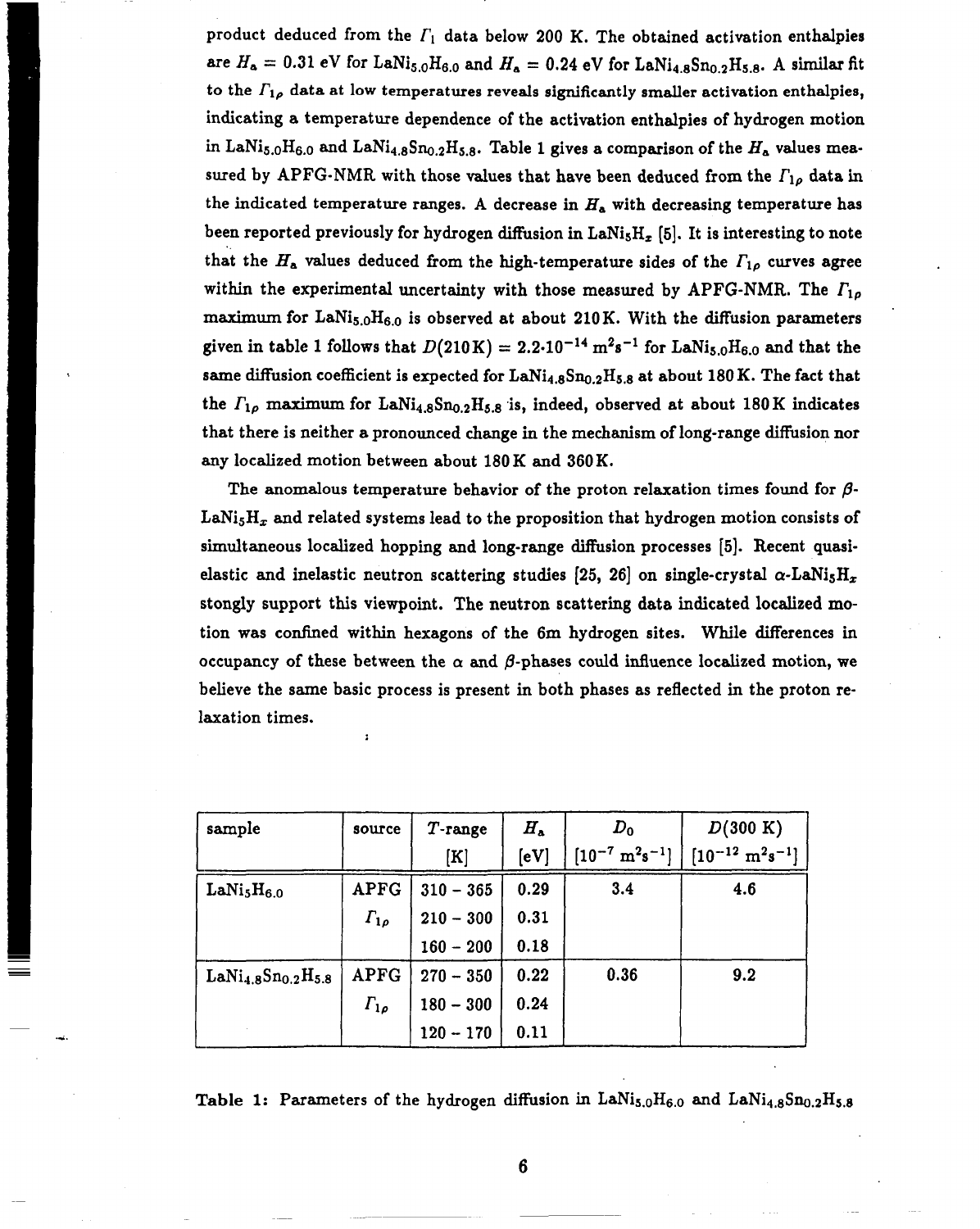product deduced from the $\Gamma_1$ data below 200 K. The obtained activation enthalpies are $H_a = 0.31$ eV for $LaNi_{5.0}H_{6.0}$ and $H_a = 0.24$ eV for $LaNi_{4.8}Sn_{0.2}H_{5.8}$. A similar fit to the $\Gamma_{1\rho}$ data at low temperatures reveals significantly smaller activation enthalpies, indicating a temperature dependence of the activation enthalpies of hydrogen motion in $LaNi_{5.0}H_{6.0}$ and $LaNi_{4.8}Sn_{0.2}H_{5.8}$. Table 1 gives a comparison of the $H_a$ values measured by APFG-NMR with those values that have been deduced from the $\Gamma_{1\rho}$ data in the indicated temperature ranges. A decrease in $H_a$ with decreasing temperature has been reported previously for hydrogen diffusion in $LaNi_5H_x$ [5]. It is interesting to note that the $H_a$ values deduced from the high-temperature sides of the $\Gamma_{1\rho}$ curves agree within the experimental uncertainty with those measured by APFG-NMR. The $\Gamma_{1\rho}$ maximum for $LaNi_{5.0}H_{6.0}$ is observed at about 210 K. With the diffusion parameters given in table 1 follows that $D(210\,\mathrm{K}) = 2.2 \cdot 10^{-14}\ \mathrm{m^2 s^{-1}}$ for $LaNi_{5.0}H_{6.0}$ and that the same diffusion coefficient is expected for $LaNi_{4.8}Sn_{0.2}H_{5.8}$ at about 180 K. The fact that the $\Gamma_{1\rho}$ maximum for $LaNi_{4.8}Sn_{0.2}H_{5.8}$ is, indeed, observed at about 180 K indicates that there is neither a pronounced change in the mechanism of long-range diffusion nor any localized motion between about 180 K and 360 K.

The anomalous temperature behavior of the proton relaxation times found for $\beta$-$LaNi_5H_x$ and related systems lead to the proposition that hydrogen motion consists of simultaneous localized hopping and long-range diffusion processes [5]. Recent quasi-elastic and inelastic neutron scattering studies [25, 26] on single-crystal $\alpha$-$LaNi_5H_x$ stongly support this viewpoint. The neutron scattering data indicated localized motion was confined within hexagons of the 6m hydrogen sites. While differences in occupancy of these between the $\alpha$ and $\beta$-phases could influence localized motion, we believe the same basic process is present in both phases as reflected in the proton relaxation times.

| sample | source | $T$-range [K] | $H_a$ [eV] | $D_0$ [$10^{-7}\ \mathrm{m^2s^{-1}}$] | $D(300\ \mathrm{K})$ [$10^{-12}\ \mathrm{m^2s^{-1}}$] |
|---|---|---|---|---|---|
| $LaNi_5H_{6.0}$ | APFG | 310 – 365 | 0.29 | 3.4 | 4.6 |
| | $\Gamma_{1\rho}$ | 210 – 300 | 0.31 | | |
| | | 160 – 200 | 0.18 | | |
| $LaNi_{4.8}Sn_{0.2}H_{5.8}$ | APFG | 270 – 350 | 0.22 | 0.36 | 9.2 |
| | $\Gamma_{1\rho}$ | 180 – 300 | 0.24 | | |
| | | 120 – 170 | 0.11 | | |

**Table 1:** Parameters of the hydrogen diffusion in $LaNi_{5.0}H_{6.0}$ and $LaNi_{4.8}Sn_{0.2}H_{5.8}$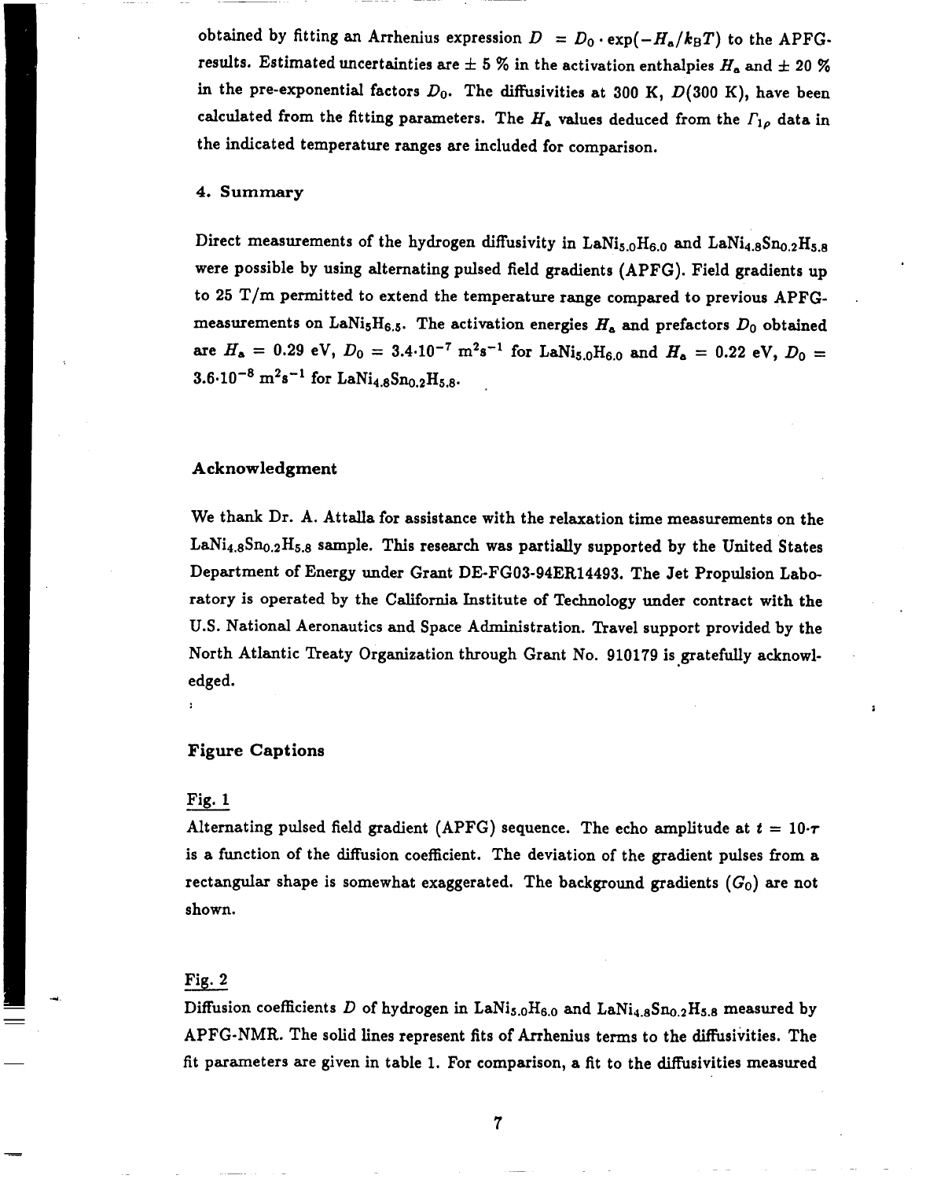obtained by fitting an Arrhenius expression $D = D_0 \cdot \exp(-H_a/k_B T)$ to the APFG-results. Estimated uncertainties are $\pm$ 5 % in the activation enthalpies $H_a$ and $\pm$ 20 % in the pre-exponential factors $D_0$. The diffusivities at 300 K, $D$(300 K), have been calculated from the fitting parameters. The $H_a$ values deduced from the $\Gamma_{1\rho}$ data in the indicated temperature ranges are included for comparison.

## 4. Summary

Direct measurements of the hydrogen diffusivity in $LaNi_{5.0}H_{6.0}$ and $LaNi_{4.8}Sn_{0.2}H_{5.8}$ were possible by using alternating pulsed field gradients (APFG). Field gradients up to 25 T/m permitted to extend the temperature range compared to previous APFG-measurements on $LaNi_5H_{6.5}$. The activation energies $H_a$ and prefactors $D_0$ obtained are $H_a$ = 0.29 eV, $D_0 = 3.4 \cdot 10^{-7}$ m$^2$s$^{-1}$ for $LaNi_{5.0}H_{6.0}$ and $H_a$ = 0.22 eV, $D_0 = 3.6 \cdot 10^{-8}$ m$^2$s$^{-1}$ for $LaNi_{4.8}Sn_{0.2}H_{5.8}$.

## Acknowledgment

We thank Dr. A. Attalla for assistance with the relaxation time measurements on the $LaNi_{4.8}Sn_{0.2}H_{5.8}$ sample. This research was partially supported by the United States Department of Energy under Grant DE-FG03-94ER14493. The Jet Propulsion Laboratory is operated by the California Institute of Technology under contract with the U.S. National Aeronautics and Space Administration. Travel support provided by the North Atlantic Treaty Organization through Grant No. 910179 is gratefully acknowledged.

## Figure Captions

Fig. 1

Alternating pulsed field gradient (APFG) sequence. The echo amplitude at $t = 10 \cdot \tau$ is a function of the diffusion coefficient. The deviation of the gradient pulses from a rectangular shape is somewhat exaggerated. The background gradients ($G_0$) are not shown.

Fig. 2

Diffusion coefficients $D$ of hydrogen in $LaNi_{5.0}H_{6.0}$ and $LaNi_{4.8}Sn_{0.2}H_{5.8}$ measured by APFG-NMR. The solid lines represent fits of Arrhenius terms to the diffusivities. The fit parameters are given in table 1. For comparison, a fit to the diffusivities measured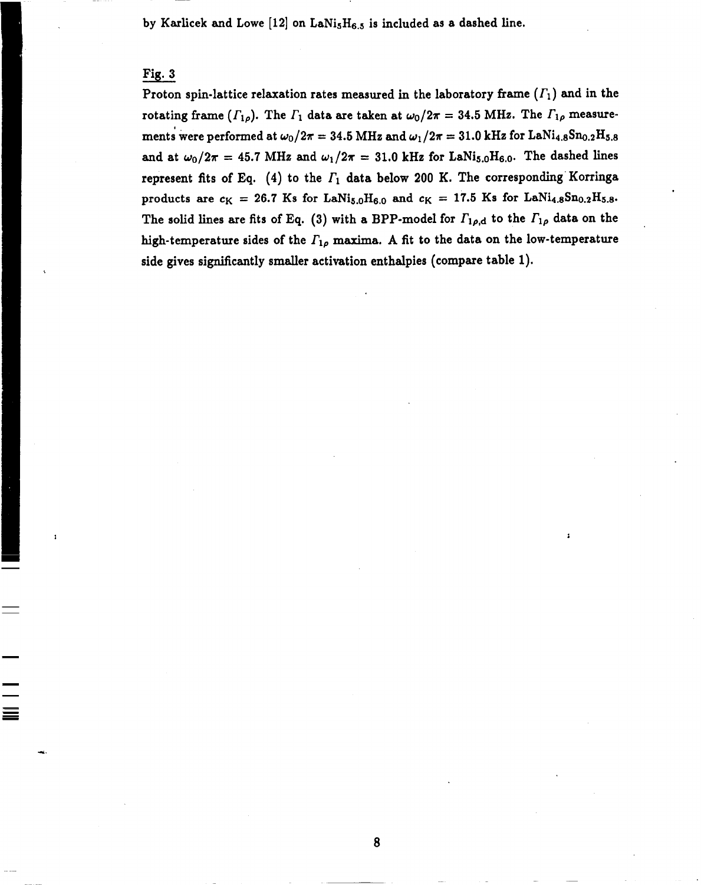by Karlicek and Lowe [12] on $LaNi_5H_{6.5}$ is included as a dashed line.

## Fig. 3

Proton spin-lattice relaxation rates measured in the laboratory frame ($\Gamma_1$) and in the rotating frame ($\Gamma_{1\rho}$). The $\Gamma_1$ data are taken at $\omega_0/2\pi$ = 34.5 MHz. The $\Gamma_{1\rho}$ measurements were performed at $\omega_0/2\pi$ = 34.5 MHz and $\omega_1/2\pi$ = 31.0 kHz for $LaNi_{4.8}Sn_{0.2}H_{5.8}$ and at $\omega_0/2\pi$ = 45.7 MHz and $\omega_1/2\pi$ = 31.0 kHz for $LaNi_{5.0}H_{6.0}$. The dashed lines represent fits of Eq. (4) to the $\Gamma_1$ data below 200 K. The corresponding Korringa products are $c_K$ = 26.7 Ks for $LaNi_{5.0}H_{6.0}$ and $c_K$ = 17.5 Ks for $LaNi_{4.8}Sn_{0.2}H_{5.8}$. The solid lines are fits of Eq. (3) with a BPP-model for $\Gamma_{1\rho,d}$ to the $\Gamma_{1\rho}$ data on the high-temperature sides of the $\Gamma_{1\rho}$ maxima. A fit to the data on the low-temperature side gives significantly smaller activation enthalpies (compare table 1).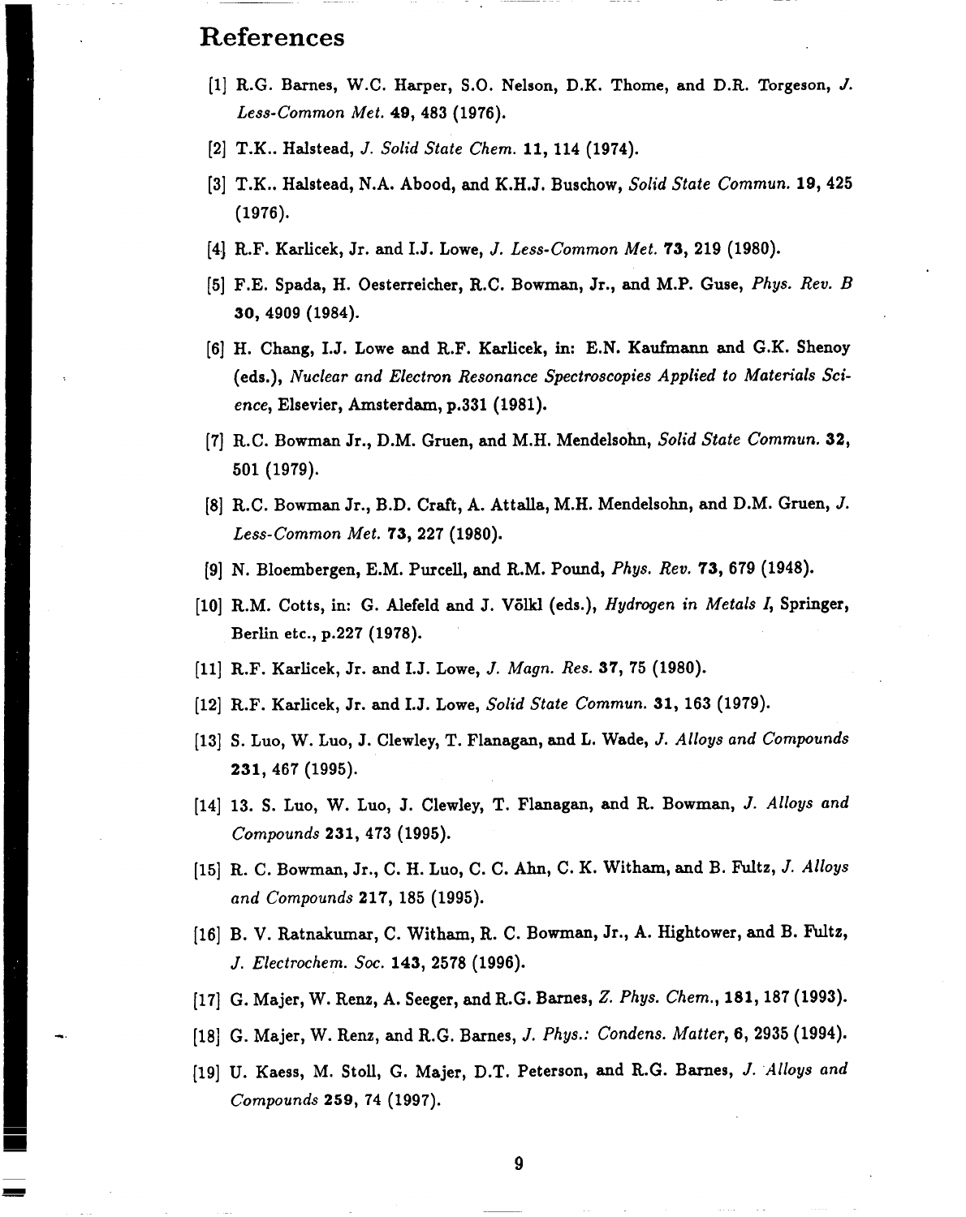## References

[1] R.G. Barnes, W.C. Harper, S.O. Nelson, D.K. Thome, and D.R. Torgeson, *J. Less-Common Met.* **49**, 483 (1976).

[2] T.K.. Halstead, *J. Solid State Chem.* **11**, 114 (1974).

[3] T.K.. Halstead, N.A. Abood, and K.H.J. Buschow, *Solid State Commun.* **19**, 425 (1976).

[4] R.F. Karlicek, Jr. and I.J. Lowe, *J. Less-Common Met.* **73**, 219 (1980).

[5] F.E. Spada, H. Oesterreicher, R.C. Bowman, Jr., and M.P. Guse, *Phys. Rev. B* **30**, 4909 (1984).

[6] H. Chang, I.J. Lowe and R.F. Karlicek, in: E.N. Kaufmann and G.K. Shenoy (eds.), *Nuclear and Electron Resonance Spectroscopies Applied to Materials Science*, Elsevier, Amsterdam, p.331 (1981).

[7] R.C. Bowman Jr., D.M. Gruen, and M.H. Mendelsohn, *Solid State Commun.* **32**, 501 (1979).

[8] R.C. Bowman Jr., B.D. Craft, A. Attalla, M.H. Mendelsohn, and D.M. Gruen, *J. Less-Common Met.* **73**, 227 (1980).

[9] N. Bloembergen, E.M. Purcell, and R.M. Pound, *Phys. Rev.* **73**, 679 (1948).

[10] R.M. Cotts, in: G. Alefeld and J. Völkl (eds.), *Hydrogen in Metals I*, Springer, Berlin etc., p.227 (1978).

[11] R.F. Karlicek, Jr. and I.J. Lowe, *J. Magn. Res.* **37**, 75 (1980).

[12] R.F. Karlicek, Jr. and I.J. Lowe, *Solid State Commun.* **31**, 163 (1979).

[13] S. Luo, W. Luo, J. Clewley, T. Flanagan, and L. Wade, *J. Alloys and Compounds* **231**, 467 (1995).

[14] 13. S. Luo, W. Luo, J. Clewley, T. Flanagan, and R. Bowman, *J. Alloys and Compounds* **231**, 473 (1995).

[15] R. C. Bowman, Jr., C. H. Luo, C. C. Ahn, C. K. Witham, and B. Fultz, *J. Alloys and Compounds* **217**, 185 (1995).

[16] B. V. Ratnakumar, C. Witham, R. C. Bowman, Jr., A. Hightower, and B. Fultz, *J. Electrochem. Soc.* **143**, 2578 (1996).

[17] G. Majer, W. Renz, A. Seeger, and R.G. Barnes, *Z. Phys. Chem.*, **181**, 187 (1993).

[18] G. Majer, W. Renz, and R.G. Barnes, *J. Phys.: Condens. Matter*, **6**, 2935 (1994).

[19] U. Kaess, M. Stoll, G. Majer, D.T. Peterson, and R.G. Barnes, *J. Alloys and Compounds* **259**, 74 (1997).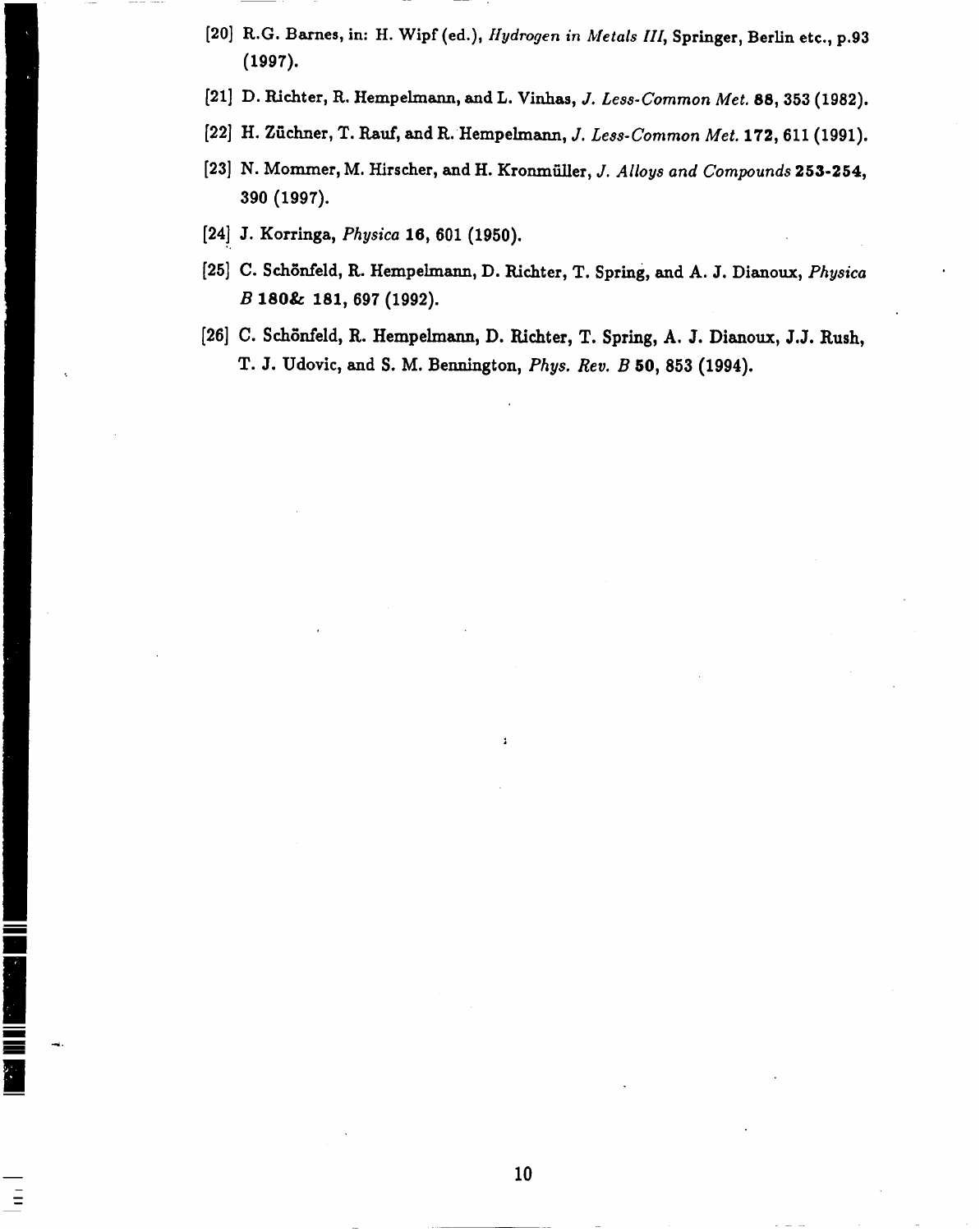[20] R.G. Barnes, in: H. Wipf (ed.), *Hydrogen in Metals III*, Springer, Berlin etc., p.93 (1997).

[21] D. Richter, R. Hempelmann, and L. Vinhas, *J. Less-Common Met.* **88**, 353 (1982).

[22] H. Züchner, T. Rauf, and R. Hempelmann, *J. Less-Common Met.* **172**, 611 (1991).

[23] N. Mommer, M. Hirscher, and H. Kronmüller, *J. Alloys and Compounds* **253-254**, 390 (1997).

[24] J. Korringa, *Physica* **16**, 601 (1950).

[25] C. Schönfeld, R. Hempelmann, D. Richter, T. Spring, and A. J. Dianoux, *Physica B* **180& 181**, 697 (1992).

[26] C. Schönfeld, R. Hempelmann, D. Richter, T. Spring, A. J. Dianoux, J.J. Rush, T. J. Udovic, and S. M. Bennington, *Phys. Rev. B* **50**, 853 (1994).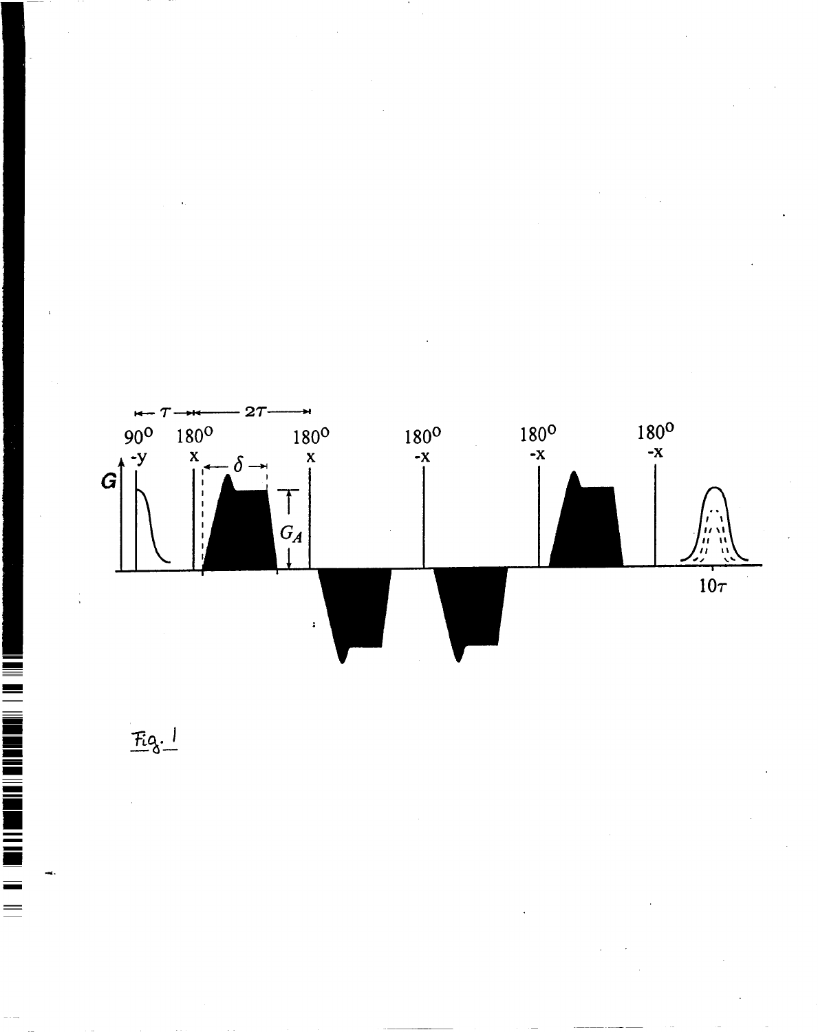$\tau$ $2\tau$

$90^0$ $-y$

$180^0$ x

$180^0$ x

$180^0$ $-x$

$180^0$ $-x$

$180^0$ $-x$

G

$\delta$

$G_A$

$10\tau$

Fig. 1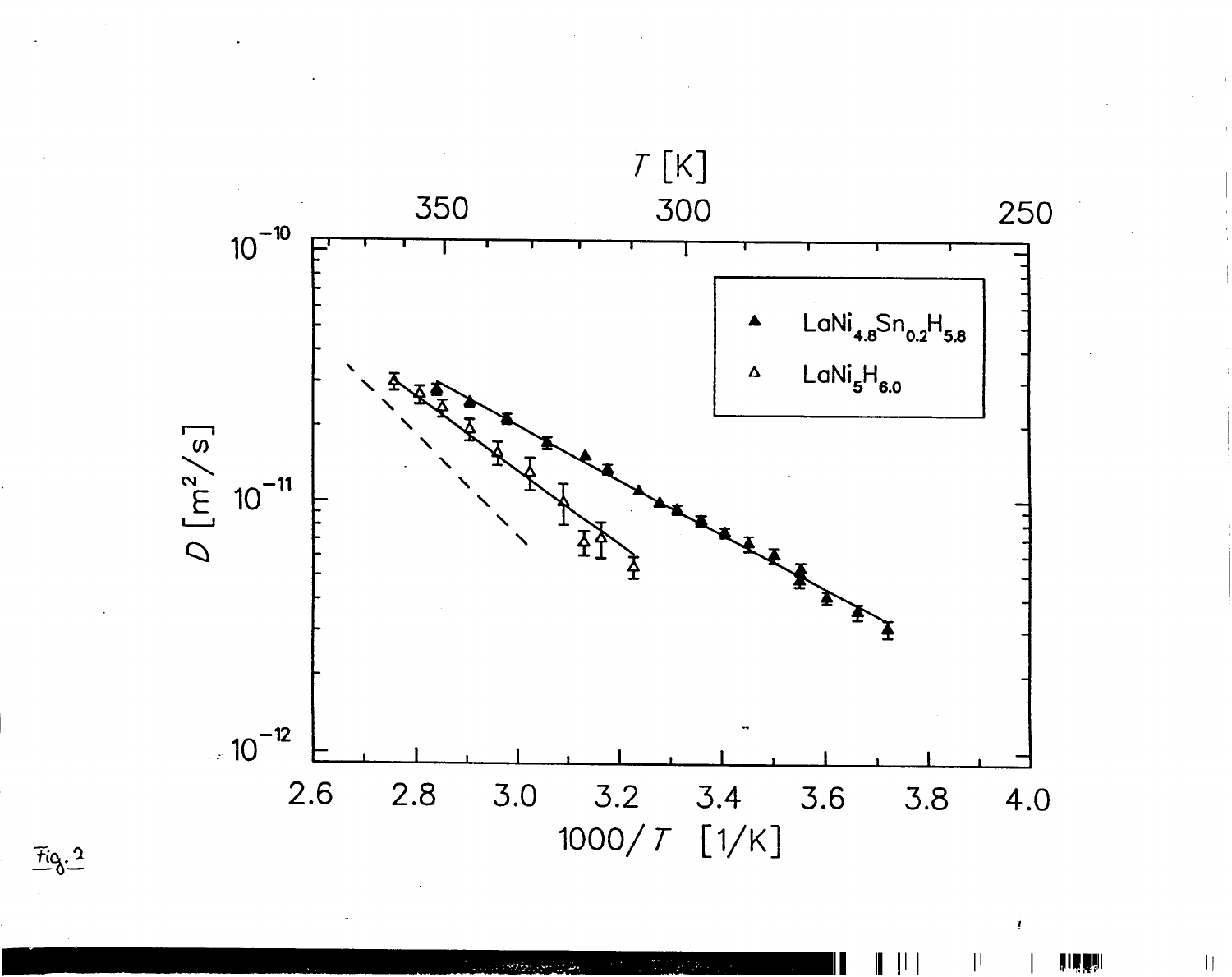$T$ [K]

350

300

250

$10^{-10}$

$10^{-11}$

$10^{-12}$

$D$ [m$^2$/s]

$LaNi_{4.8}Sn_{0.2}H_{5.8}$

$LaNi_5H_{6.0}$

2.6

2.8

3.0

3.2

3.4

3.6

3.8

4.0

1000/$T$ [1/K]

Fig. 2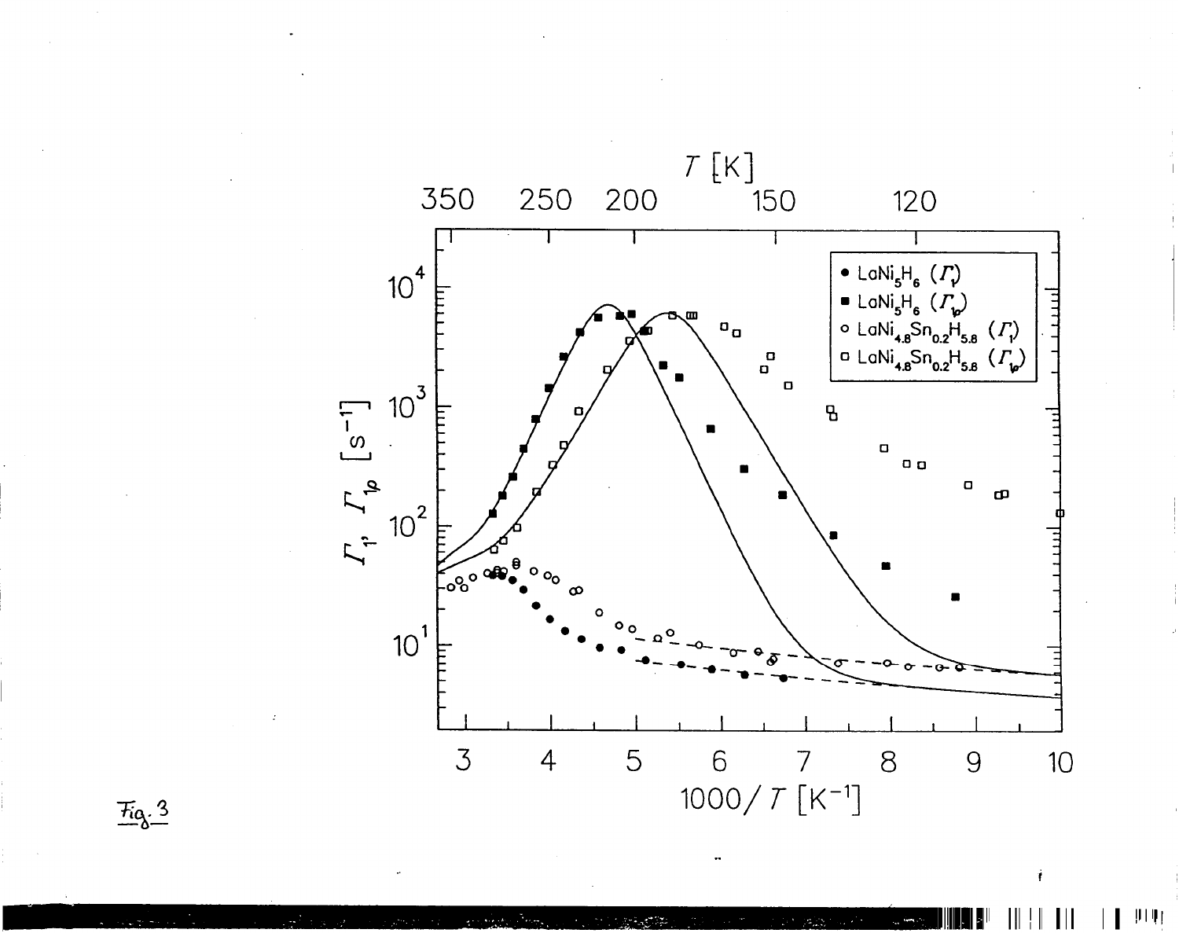T [K]

350 250 200 150 120

$\Gamma_1$, $\Gamma_{1\rho}$ [$s^{-1}$]

$10^4$

$10^3$

$10^2$

$10^1$

● $LaNi_5H_6$ ($\Gamma_1$)

■ $LaNi_5H_6$ ($\Gamma_{1\rho}$)

○ $LaNi_{4.8}Sn_{0.2}H_{5.8}$ ($\Gamma_1$)

□ $LaNi_{4.8}Sn_{0.2}H_{5.8}$ ($\Gamma_{1\rho}$)

3 4 5 6 7 8 9 10

1000/T [$K^{-1}$]

Fig. 3